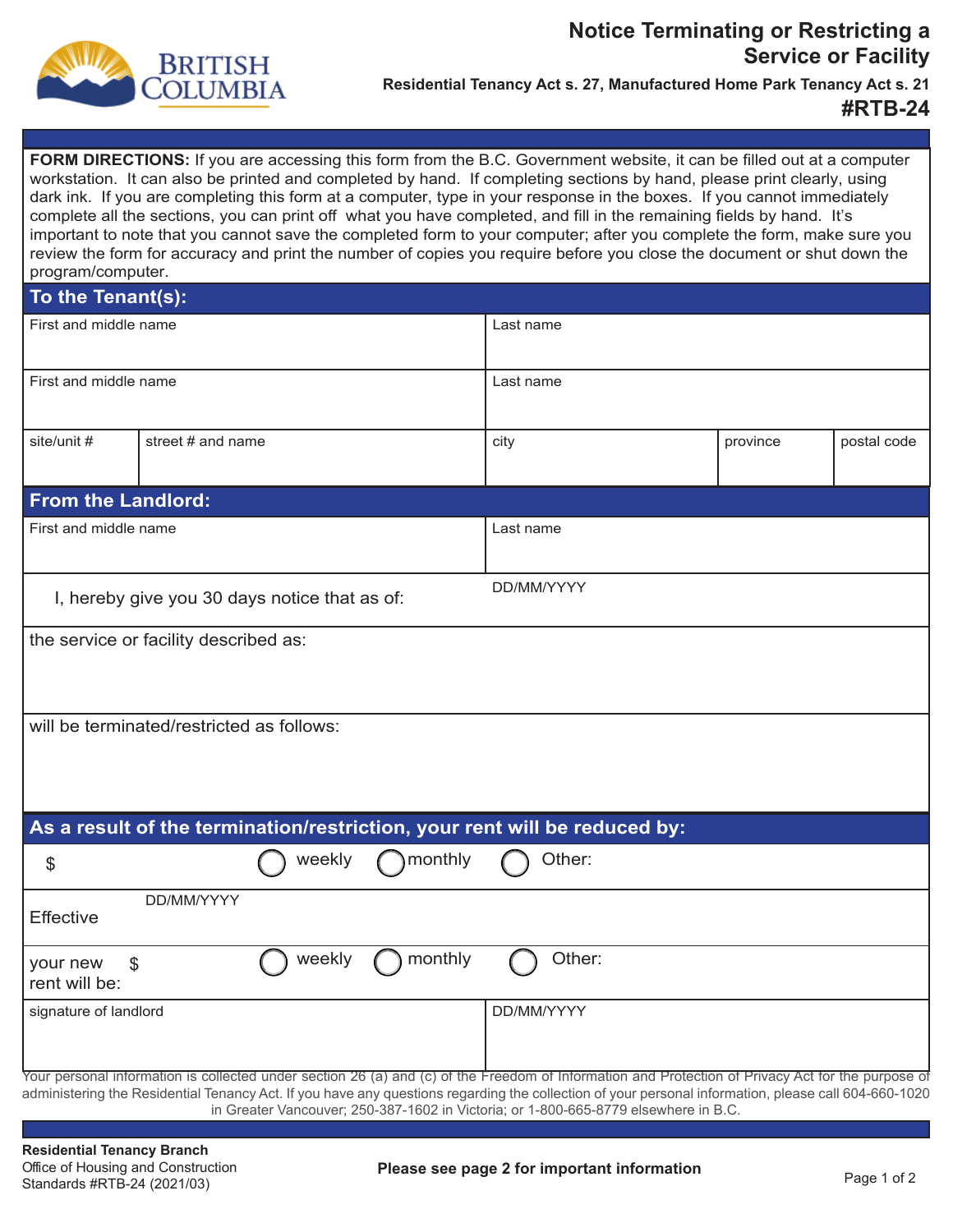BRITISH COLUMBIA

# Notice Terminating or Restricting a Service or Facility

**Residential Tenancy Act s. 27, Manufactured Home Park Tenancy Act s. 21**

**#RTB-24**

**FORM DIRECTIONS:** If you are accessing this form from the B.C. Government website, it can be filled out at a computer workstation. It can also be printed and completed by hand. If completing sections by hand, please print clearly, using dark ink. If you are completing this form at a computer, type in your response in the boxes. If you cannot immediately complete all the sections, you can print off what you have completed, and fill in the remaining fields by hand. It's important to note that you cannot save the completed form to your computer; after you complete the form, make sure you review the form for accuracy and print the number of copies you require before you close the document or shut down the program/computer.

## To the Tenant(s):

| First and middle name | Last name |
|---|---|
| First and middle name | Last name |

| site/unit # | street # and name | city | province | postal code |
|---|---|---|---|---|
| | | | | |

## From the Landlord:

| First and middle name | Last name |
|---|---|
| | |

I, hereby give you 30 days notice that as of: DD/MM/YYYY

the service or facility described as:

will be terminated/restricted as follows:

## As a result of the termination/restriction, your rent will be reduced by:

$ ◯ weekly ◯ monthly ◯ Other:

Effective DD/MM/YYYY

your new rent will be: $ ◯ weekly ◯ monthly ◯ Other:

| signature of landlord | DD/MM/YYYY |
|---|---|
| | |

Your personal information is collected under section 26 (a) and (c) of the Freedom of Information and Protection of Privacy Act for the purpose of administering the Residential Tenancy Act. If you have any questions regarding the collection of your personal information, please call 604-660-1020 in Greater Vancouver; 250-387-1602 in Victoria; or 1-800-665-8779 elsewhere in B.C.

**Residential Tenancy Branch**
Office of Housing and Construction Standards #RTB-24 (2021/03)

**Please see page 2 for important information**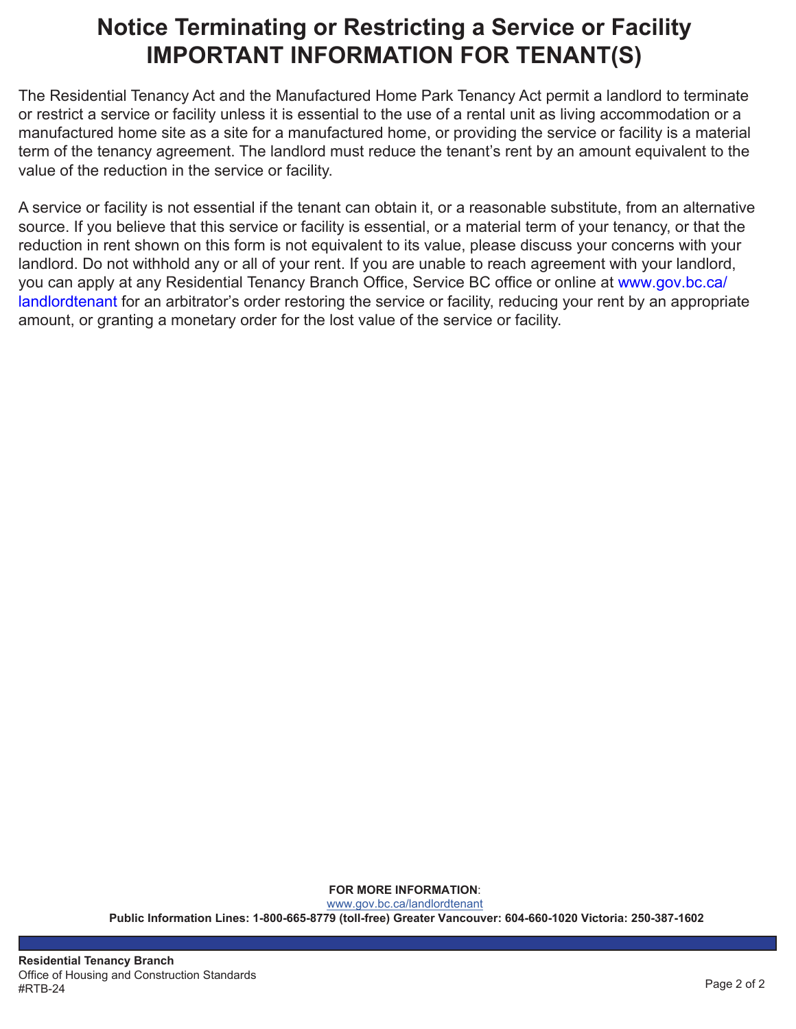# Notice Terminating or Restricting a Service or Facility
# IMPORTANT INFORMATION FOR TENANT(S)

The Residential Tenancy Act and the Manufactured Home Park Tenancy Act permit a landlord to terminate or restrict a service or facility unless it is essential to the use of a rental unit as living accommodation or a manufactured home site as a site for a manufactured home, or providing the service or facility is a material term of the tenancy agreement. The landlord must reduce the tenant's rent by an amount equivalent to the value of the reduction in the service or facility.

A service or facility is not essential if the tenant can obtain it, or a reasonable substitute, from an alternative source. If you believe that this service or facility is essential, or a material term of your tenancy, or that the reduction in rent shown on this form is not equivalent to its value, please discuss your concerns with your landlord. Do not withhold any or all of your rent. If you are unable to reach agreement with your landlord, you can apply at any Residential Tenancy Branch Office, Service BC office or online at www.gov.bc.ca/landlordtenant for an arbitrator's order restoring the service or facility, reducing your rent by an appropriate amount, or granting a monetary order for the lost value of the service or facility.

**FOR MORE INFORMATION**:
www.gov.bc.ca/landlordtenant
**Public Information Lines: 1-800-665-8779 (toll-free) Greater Vancouver: 604-660-1020 Victoria: 250-387-1602**

**Residential Tenancy Branch**
Office of Housing and Construction Standards
#RTB-24